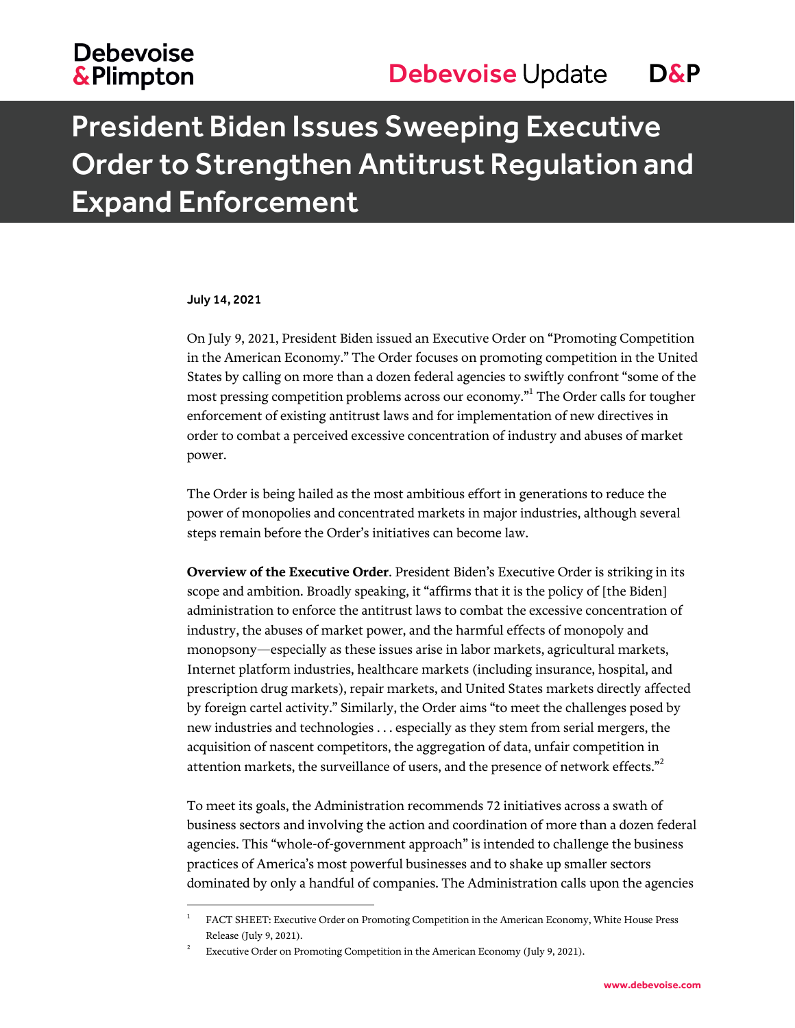# President Biden Issues Sweeping Executive Order to Strengthen Antitrust Regulation and Expand Enforcement

**July 14, 2021**

On July 9, 2021, President Biden issued an Executive Order on "Promoting Competition in the American Economy." The Order focuses on promoting competition in the United States by calling on more than a dozen federal agencies to swiftly confront "some of the most pressing competition problems across our economy."[1] The Order calls for tougher enforcement of existing antitrust laws and for implementation of new directives in order to combat a perceived excessive concentration of industry and abuses of market power.

The Order is being hailed as the most ambitious effort in generations to reduce the power of monopolies and concentrated markets in major industries, although several steps remain before the Order's initiatives can become law.

**Overview of the Executive Order**. President Biden's Executive Order is striking in its scope and ambition. Broadly speaking, it "affirms that it is the policy of [the Biden] administration to enforce the antitrust laws to combat the excessive concentration of industry, the abuses of market power, and the harmful effects of monopoly and monopsony—especially as these issues arise in labor markets, agricultural markets, Internet platform industries, healthcare markets (including insurance, hospital, and prescription drug markets), repair markets, and United States markets directly affected by foreign cartel activity." Similarly, the Order aims "to meet the challenges posed by new industries and technologies . . . especially as they stem from serial mergers, the acquisition of nascent competitors, the aggregation of data, unfair competition in attention markets, the surveillance of users, and the presence of network effects."[2]

To meet its goals, the Administration recommends 72 initiatives across a swath of business sectors and involving the action and coordination of more than a dozen federal agencies. This "whole-of-government approach" is intended to challenge the business practices of America's most powerful businesses and to shake up smaller sectors dominated by only a handful of companies. The Administration calls upon the agencies

---

[1] FACT SHEET: Executive Order on Promoting Competition in the American Economy, White House Press Release (July 9, 2021).

[2] Executive Order on Promoting Competition in the American Economy (July 9, 2021).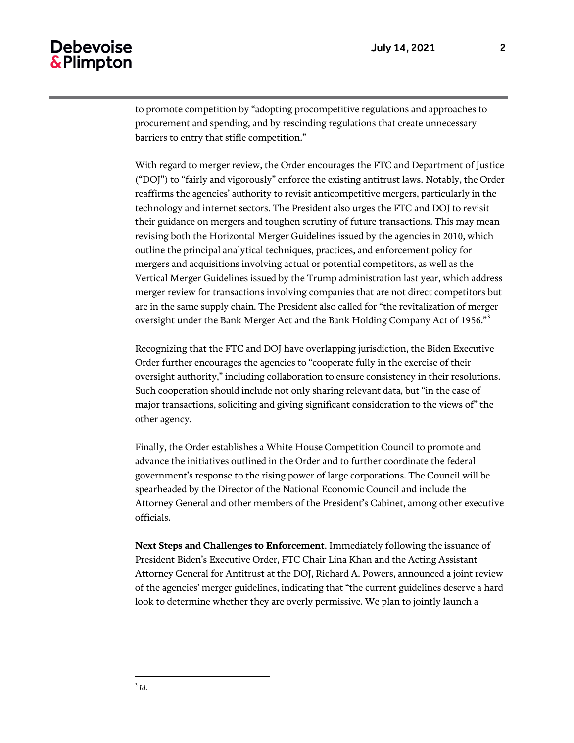to promote competition by "adopting procompetitive regulations and approaches to procurement and spending, and by rescinding regulations that create unnecessary barriers to entry that stifle competition."

With regard to merger review, the Order encourages the FTC and Department of Justice ("DOJ") to "fairly and vigorously" enforce the existing antitrust laws. Notably, the Order reaffirms the agencies' authority to revisit anticompetitive mergers, particularly in the technology and internet sectors. The President also urges the FTC and DOJ to revisit their guidance on mergers and toughen scrutiny of future transactions. This may mean revising both the Horizontal Merger Guidelines issued by the agencies in 2010, which outline the principal analytical techniques, practices, and enforcement policy for mergers and acquisitions involving actual or potential competitors, as well as the Vertical Merger Guidelines issued by the Trump administration last year, which address merger review for transactions involving companies that are not direct competitors but are in the same supply chain. The President also called for "the revitalization of merger oversight under the Bank Merger Act and the Bank Holding Company Act of 1956."[3]

Recognizing that the FTC and DOJ have overlapping jurisdiction, the Biden Executive Order further encourages the agencies to "cooperate fully in the exercise of their oversight authority," including collaboration to ensure consistency in their resolutions. Such cooperation should include not only sharing relevant data, but "in the case of major transactions, soliciting and giving significant consideration to the views of" the other agency.

Finally, the Order establishes a White House Competition Council to promote and advance the initiatives outlined in the Order and to further coordinate the federal government's response to the rising power of large corporations. The Council will be spearheaded by the Director of the National Economic Council and include the Attorney General and other members of the President's Cabinet, among other executive officials.

**Next Steps and Challenges to Enforcement**. Immediately following the issuance of President Biden's Executive Order, FTC Chair Lina Khan and the Acting Assistant Attorney General for Antitrust at the DOJ, Richard A. Powers, announced a joint review of the agencies' merger guidelines, indicating that "the current guidelines deserve a hard look to determine whether they are overly permissive. We plan to jointly launch a

---

[3] *Id.*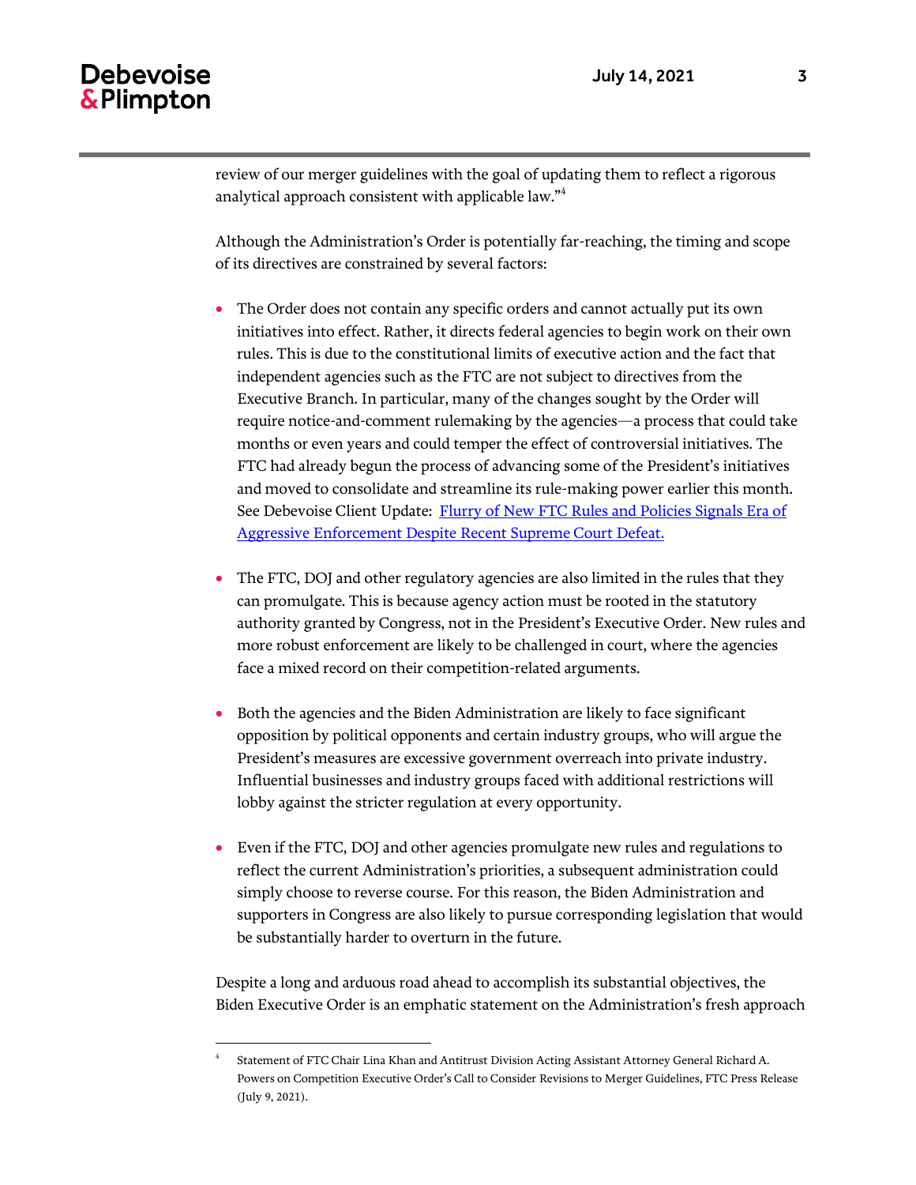review of our merger guidelines with the goal of updating them to reflect a rigorous analytical approach consistent with applicable law."[4]

Although the Administration's Order is potentially far-reaching, the timing and scope of its directives are constrained by several factors:

- The Order does not contain any specific orders and cannot actually put its own initiatives into effect. Rather, it directs federal agencies to begin work on their own rules. This is due to the constitutional limits of executive action and the fact that independent agencies such as the FTC are not subject to directives from the Executive Branch. In particular, many of the changes sought by the Order will require notice-and-comment rulemaking by the agencies—a process that could take months or even years and could temper the effect of controversial initiatives. The FTC had already begun the process of advancing some of the President's initiatives and moved to consolidate and streamline its rule-making power earlier this month. See Debevoise Client Update: [Flurry of New FTC Rules and Policies Signals Era of Aggressive Enforcement Despite Recent Supreme Court Defeat.]()

- The FTC, DOJ and other regulatory agencies are also limited in the rules that they can promulgate. This is because agency action must be rooted in the statutory authority granted by Congress, not in the President's Executive Order. New rules and more robust enforcement are likely to be challenged in court, where the agencies face a mixed record on their competition-related arguments.

- Both the agencies and the Biden Administration are likely to face significant opposition by political opponents and certain industry groups, who will argue the President's measures are excessive government overreach into private industry. Influential businesses and industry groups faced with additional restrictions will lobby against the stricter regulation at every opportunity.

- Even if the FTC, DOJ and other agencies promulgate new rules and regulations to reflect the current Administration's priorities, a subsequent administration could simply choose to reverse course. For this reason, the Biden Administration and supporters in Congress are also likely to pursue corresponding legislation that would be substantially harder to overturn in the future.

Despite a long and arduous road ahead to accomplish its substantial objectives, the Biden Executive Order is an emphatic statement on the Administration's fresh approach

---

[4] Statement of FTC Chair Lina Khan and Antitrust Division Acting Assistant Attorney General Richard A. Powers on Competition Executive Order's Call to Consider Revisions to Merger Guidelines, FTC Press Release (July 9, 2021).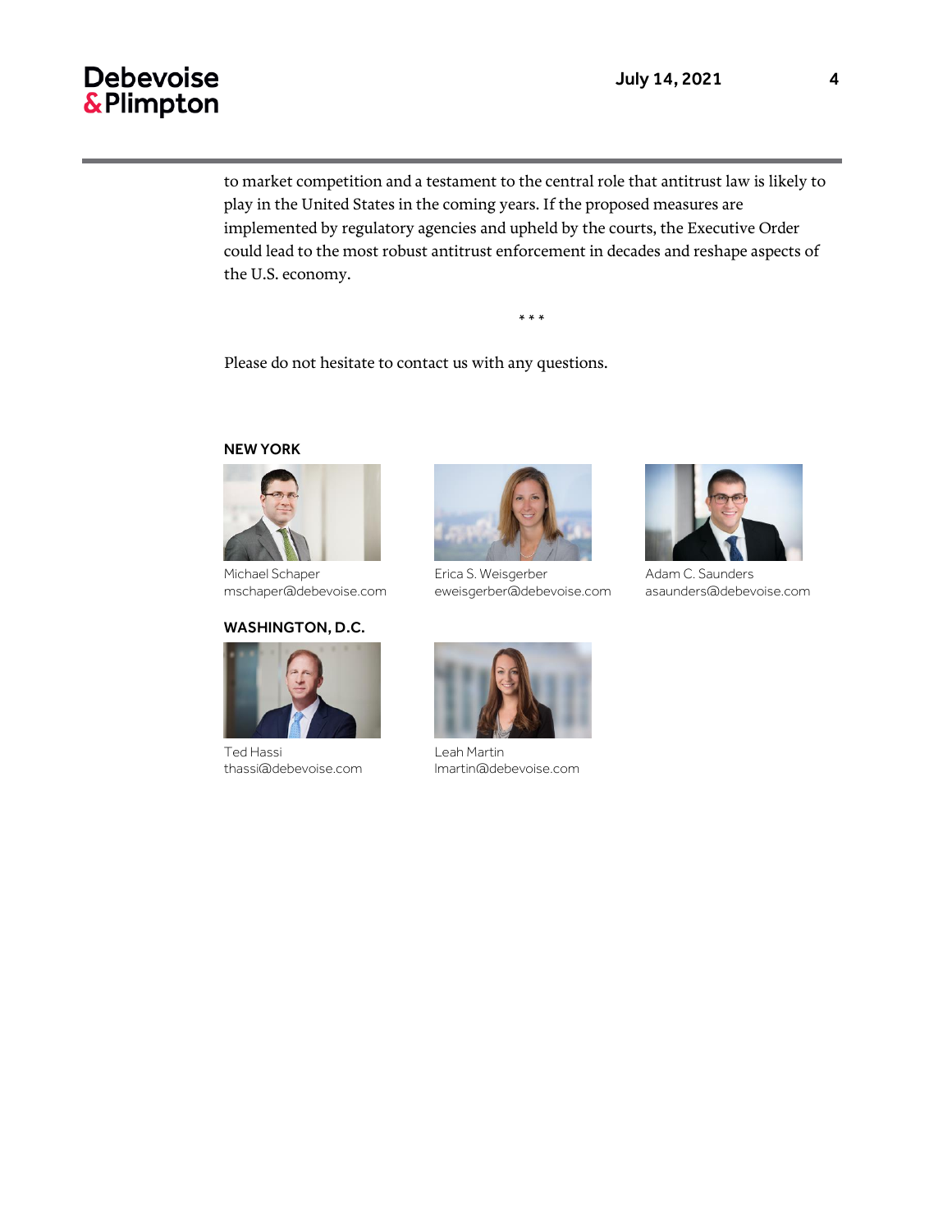to market competition and a testament to the central role that antitrust law is likely to play in the United States in the coming years. If the proposed measures are implemented by regulatory agencies and upheld by the courts, the Executive Order could lead to the most robust antitrust enforcement in decades and reshape aspects of the U.S. economy.

\* \* \*

Please do not hesitate to contact us with any questions.

**NEW YORK**

Michael Schaper
mschaper@debevoise.com

Erica S. Weisgerber
eweisgerber@debevoise.com

Adam C. Saunders
asaunders@debevoise.com

**WASHINGTON, D.C.**

Ted Hassi
thassi@debevoise.com

Leah Martin
lmartin@debevoise.com